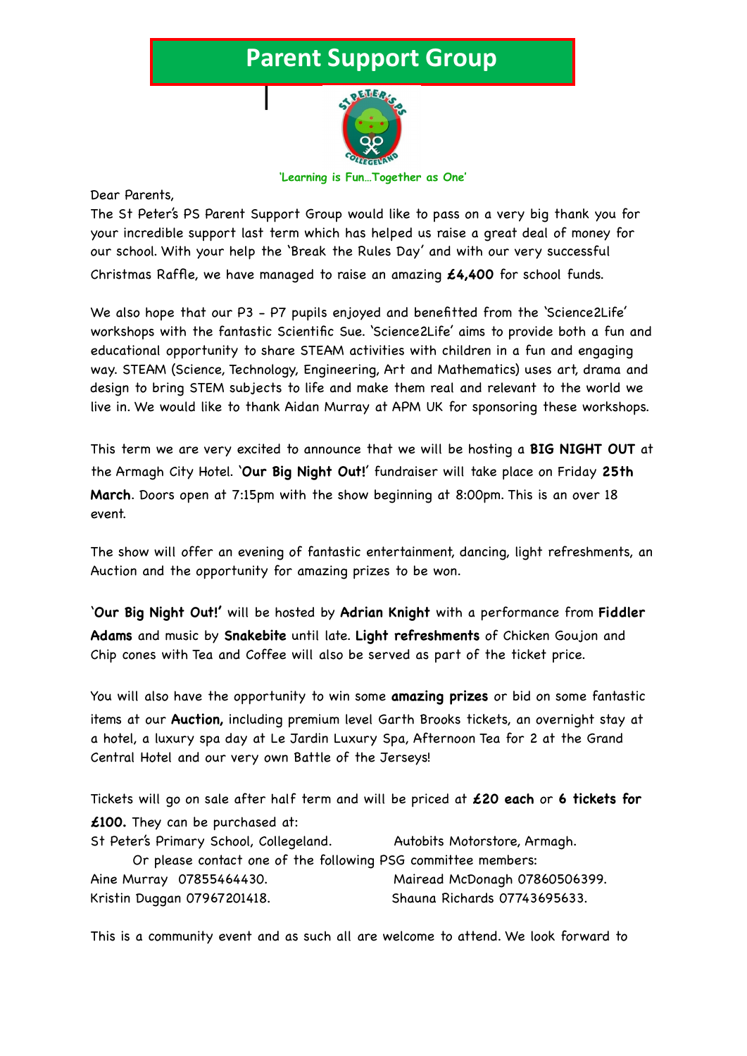# Parent Support Group

**'Learning is Fun…Together as One'**

Dear Parents,

The St Peter's PS Parent Support Group would like to pass on a very big thank you for your incredible support last term which has helped us raise a great deal of money for our school. With your help the 'Break the Rules Day' and with our very successful Christmas Raffle, we have managed to raise an amazing **£4,400** for school funds.

We also hope that our P3 - P7 pupils enjoyed and benefitted from the 'Science2Life' workshops with the fantastic Scientific Sue. 'Science2Life' aims to provide both a fun and educational opportunity to share STEAM activities with children in a fun and engaging way. STEAM (Science, Technology, Engineering, Art and Mathematics) uses art, drama and design to bring STEM subjects to life and make them real and relevant to the world we live in. We would like to thank Aidan Murray at APM UK for sponsoring these workshops.

This term we are very excited to announce that we will be hosting a **BIG NIGHT OUT** at the Armagh City Hotel. '**Our Big Night Out!**' fundraiser will take place on Friday **25th March**. Doors open at 7:15pm with the show beginning at 8:00pm. This is an over 18 event.

The show will offer an evening of fantastic entertainment, dancing, light refreshments, an Auction and the opportunity for amazing prizes to be won.

'**Our Big Night Out!**' will be hosted by **Adrian Knight** with a performance from **Fiddler Adams** and music by **Snakebite** until late. **Light refreshments** of Chicken Goujon and Chip cones with Tea and Coffee will also be served as part of the ticket price.

You will also have the opportunity to win some **amazing prizes** or bid on some fantastic items at our **Auction,** including premium level Garth Brooks tickets, an overnight stay at a hotel, a luxury spa day at Le Jardin Luxury Spa, Afternoon Tea for 2 at the Grand Central Hotel and our very own Battle of the Jerseys!

Tickets will go on sale after half term and will be priced at **£20 each** or **6 tickets for £100.** They can be purchased at:

St Peter's Primary School, Collegeland.

Autobits Motorstore, Armagh.

Or please contact one of the following PSG committee members:

Aine Murray 07855464430.

Mairead McDonagh 07860506399.

Kristin Duggan 07967201418.

Shauna Richards 07743695633.

This is a community event and as such all are welcome to attend. We look forward to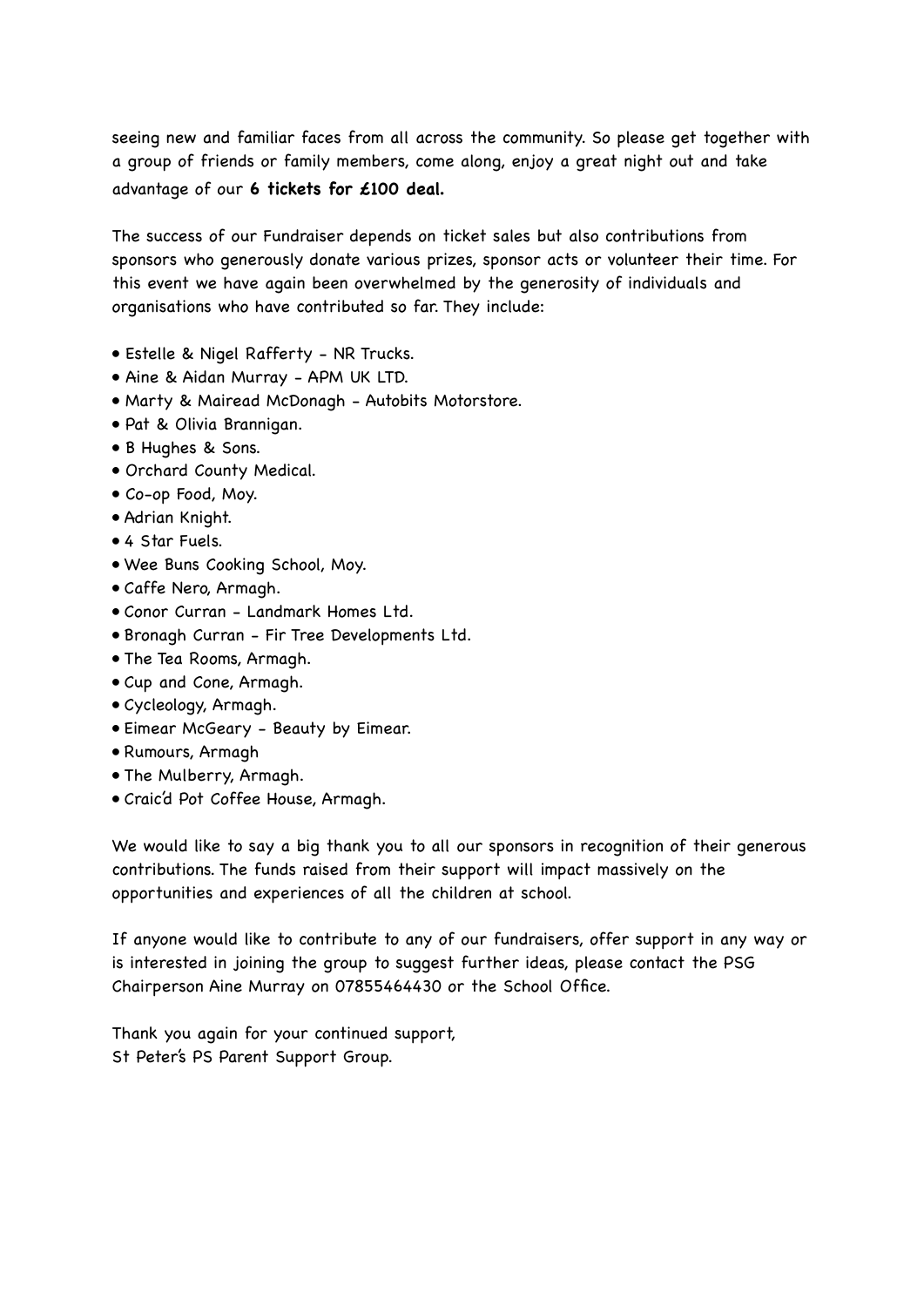seeing new and familiar faces from all across the community. So please get together with a group of friends or family members, come along, enjoy a great night out and take advantage of our **6 tickets for £100 deal.**

The success of our Fundraiser depends on ticket sales but also contributions from sponsors who generously donate various prizes, sponsor acts or volunteer their time. For this event we have again been overwhelmed by the generosity of individuals and organisations who have contributed so far. They include:

- Estelle & Nigel Rafferty - NR Trucks.
- Aine & Aidan Murray - APM UK LTD.
- Marty & Mairead McDonagh - Autobits Motorstore.
- Pat & Olivia Brannigan.
- B Hughes & Sons.
- Orchard County Medical.
- Co-op Food, Moy.
- Adrian Knight.
- 4 Star Fuels.
- Wee Buns Cooking School, Moy.
- Caffe Nero, Armagh.
- Conor Curran - Landmark Homes Ltd.
- Bronagh Curran - Fir Tree Developments Ltd.
- The Tea Rooms, Armagh.
- Cup and Cone, Armagh.
- Cycleology, Armagh.
- Eimear McGeary - Beauty by Eimear.
- Rumours, Armagh
- The Mulberry, Armagh.
- Craic'd Pot Coffee House, Armagh.

We would like to say a big thank you to all our sponsors in recognition of their generous contributions. The funds raised from their support will impact massively on the opportunities and experiences of all the children at school.

If anyone would like to contribute to any of our fundraisers, offer support in any way or is interested in joining the group to suggest further ideas, please contact the PSG Chairperson Aine Murray on 07855464430 or the School Office.

Thank you again for your continued support,
St Peter's PS Parent Support Group.